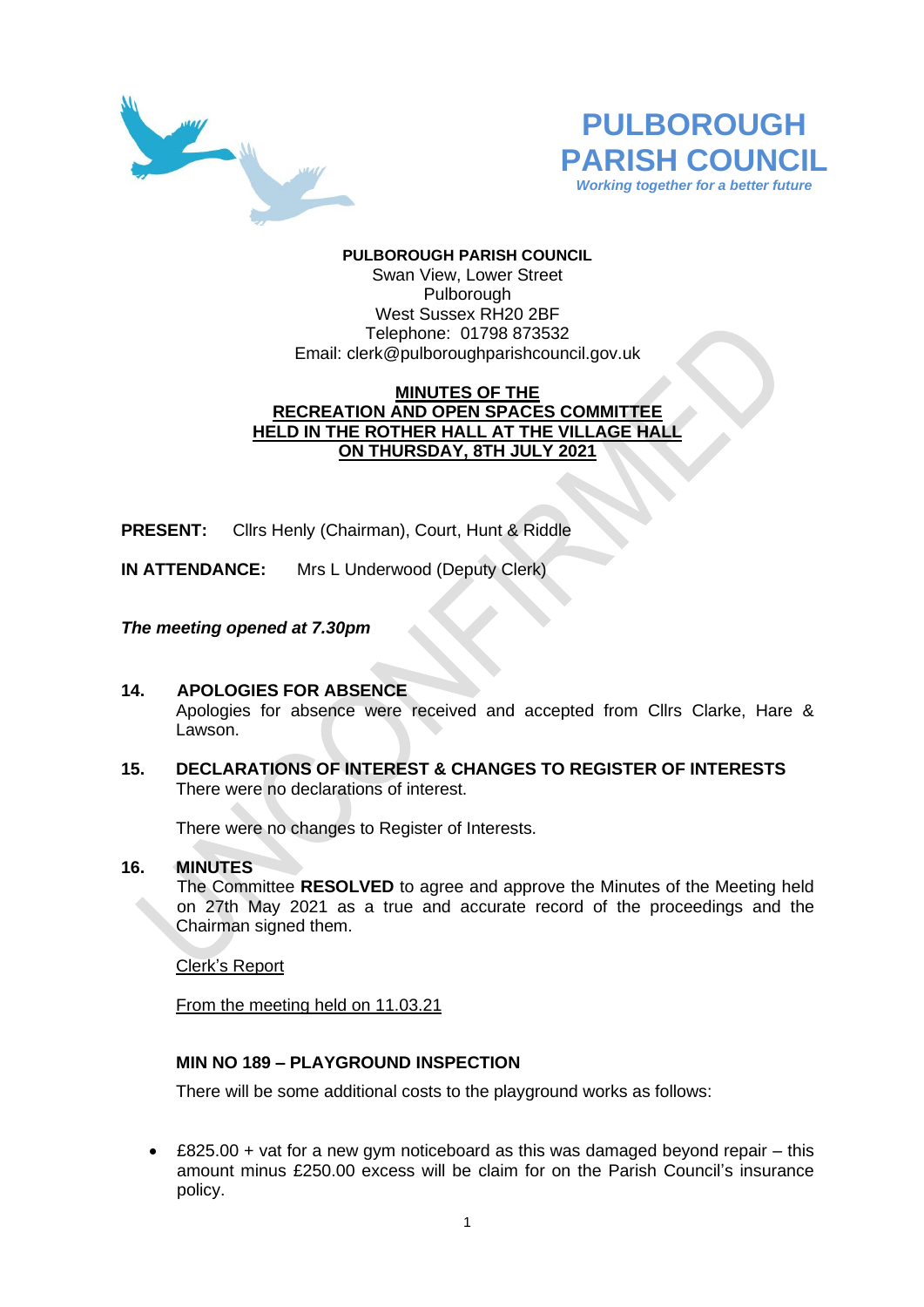# PULBOROUGH PARISH COUNCIL

*Working together for a better future*

**PULBOROUGH PARISH COUNCIL**
Swan View, Lower Street
Pulborough
West Sussex RH20 2BF
Telephone: 01798 873532
Email: clerk@pulboroughparishcouncil.gov.uk

## MINUTES OF THE RECREATION AND OPEN SPACES COMMITTEE HELD IN THE ROTHER HALL AT THE VILLAGE HALL ON THURSDAY, 8TH JULY 2021

**PRESENT:** Cllrs Henly (Chairman), Court, Hunt & Riddle

**IN ATTENDANCE:** Mrs L Underwood (Deputy Clerk)

***The meeting opened at 7.30pm***

### 14. APOLOGIES FOR ABSENCE

Apologies for absence were received and accepted from Cllrs Clarke, Hare & Lawson.

### 15. DECLARATIONS OF INTEREST & CHANGES TO REGISTER OF INTERESTS

There were no declarations of interest.

There were no changes to Register of Interests.

### 16. MINUTES

The Committee **RESOLVED** to agree and approve the Minutes of the Meeting held on 27th May 2021 as a true and accurate record of the proceedings and the Chairman signed them.

Clerk's Report

From the meeting held on 11.03.21

**MIN NO 189 – PLAYGROUND INSPECTION**

There will be some additional costs to the playground works as follows:

- £825.00 + vat for a new gym noticeboard as this was damaged beyond repair – this amount minus £250.00 excess will be claim for on the Parish Council's insurance policy.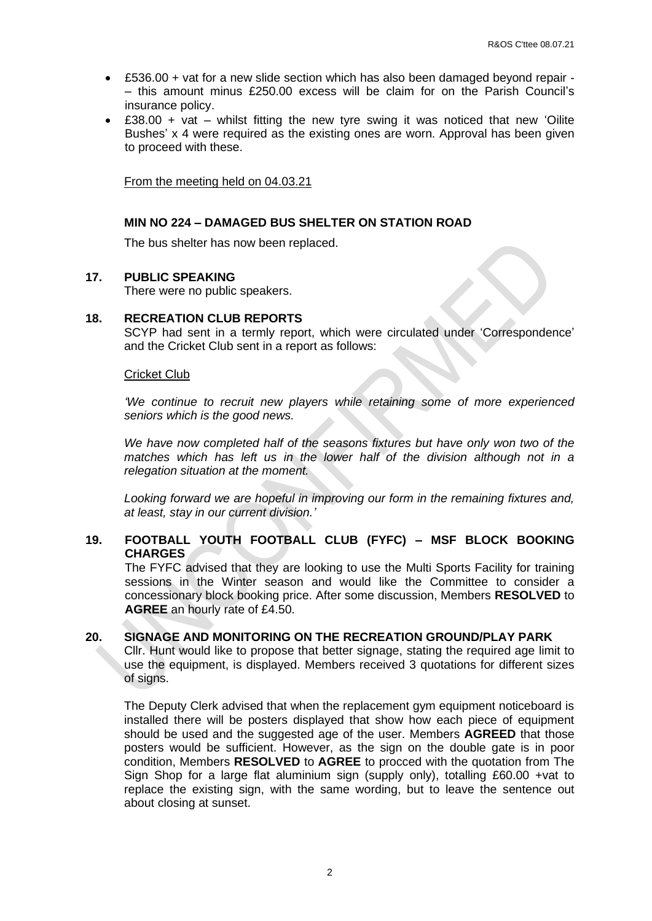- £536.00 + vat for a new slide section which has also been damaged beyond repair - – this amount minus £250.00 excess will be claim for on the Parish Council's insurance policy.
- £38.00 + vat – whilst fitting the new tyre swing it was noticed that new 'Oilite Bushes' x 4 were required as the existing ones are worn. Approval has been given to proceed with these.

From the meeting held on 04.03.21

**MIN NO 224 – DAMAGED BUS SHELTER ON STATION ROAD**

The bus shelter has now been replaced.

**17. PUBLIC SPEAKING**

There were no public speakers.

**18. RECREATION CLUB REPORTS**

SCYP had sent in a termly report, which were circulated under 'Correspondence' and the Cricket Club sent in a report as follows:

Cricket Club

*'We continue to recruit new players while retaining some of more experienced seniors which is the good news.*

*We have now completed half of the seasons fixtures but have only won two of the matches which has left us in the lower half of the division although not in a relegation situation at the moment.*

*Looking forward we are hopeful in improving our form in the remaining fixtures and, at least, stay in our current division.'*

**19. FOOTBALL YOUTH FOOTBALL CLUB (FYFC) – MSF BLOCK BOOKING CHARGES**

The FYFC advised that they are looking to use the Multi Sports Facility for training sessions in the Winter season and would like the Committee to consider a concessionary block booking price. After some discussion, Members **RESOLVED** to **AGREE** an hourly rate of £4.50.

**20. SIGNAGE AND MONITORING ON THE RECREATION GROUND/PLAY PARK**

Cllr. Hunt would like to propose that better signage, stating the required age limit to use the equipment, is displayed. Members received 3 quotations for different sizes of signs.

The Deputy Clerk advised that when the replacement gym equipment noticeboard is installed there will be posters displayed that show how each piece of equipment should be used and the suggested age of the user. Members **AGREED** that those posters would be sufficient. However, as the sign on the double gate is in poor condition, Members **RESOLVED** to **AGREE** to procced with the quotation from The Sign Shop for a large flat aluminium sign (supply only), totalling £60.00 +vat to replace the existing sign, with the same wording, but to leave the sentence out about closing at sunset.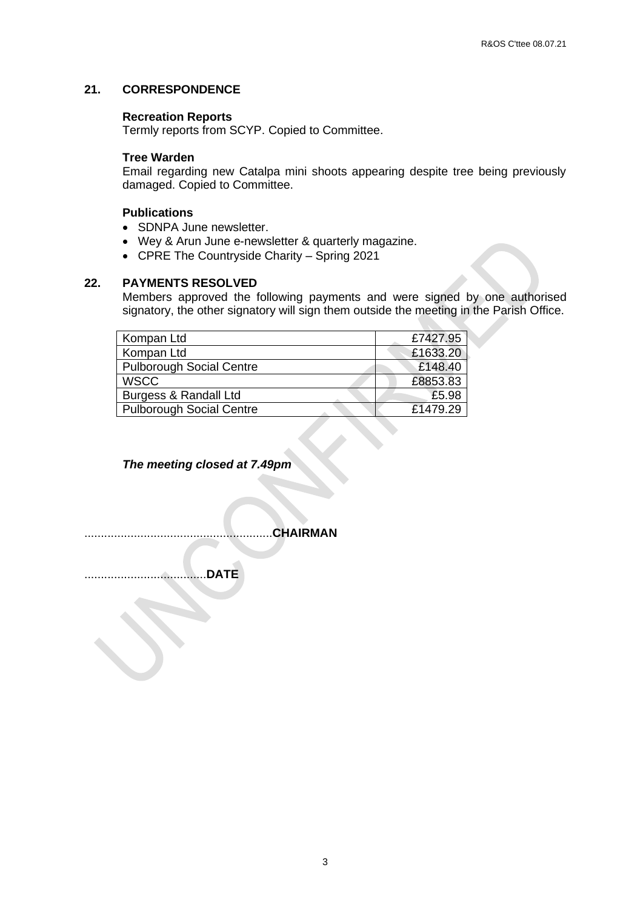## 21. CORRESPONDENCE

**Recreation Reports**
Termly reports from SCYP. Copied to Committee.

**Tree Warden**
Email regarding new Catalpa mini shoots appearing despite tree being previously damaged. Copied to Committee.

**Publications**
- SDNPA June newsletter.
- Wey & Arun June e-newsletter & quarterly magazine.
- CPRE The Countryside Charity – Spring 2021

## 22. PAYMENTS RESOLVED

Members approved the following payments and were signed by one authorised signatory, the other signatory will sign them outside the meeting in the Parish Office.

| | |
|---|---|
| Kompan Ltd | £7427.95 |
| Kompan Ltd | £1633.20 |
| Pulborough Social Centre | £148.40 |
| WSCC | £8853.83 |
| Burgess & Randall Ltd | £5.98 |
| Pulborough Social Centre | £1479.29 |

***The meeting closed at 7.49pm***

.........................................................**CHAIRMAN**

.....................................**DATE**

UNCONFIRMED